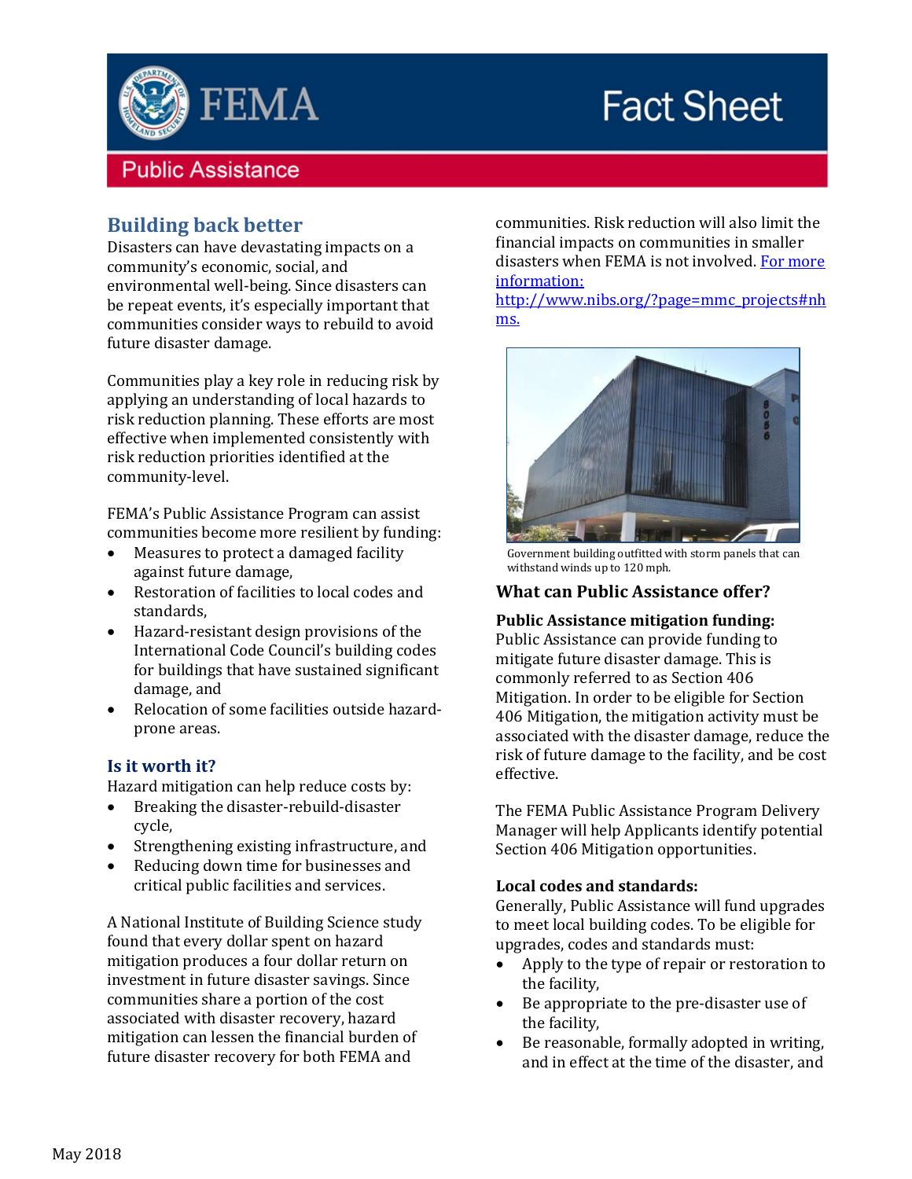# FEMA Fact Sheet

## Public Assistance

### Building back better

Disasters can have devastating impacts on a community's economic, social, and environmental well-being. Since disasters can be repeat events, it's especially important that communities consider ways to rebuild to avoid future disaster damage.

Communities play a key role in reducing risk by applying an understanding of local hazards to risk reduction planning. These efforts are most effective when implemented consistently with risk reduction priorities identified at the community-level.

FEMA's Public Assistance Program can assist communities become more resilient by funding:

- Measures to protect a damaged facility against future damage,
- Restoration of facilities to local codes and standards,
- Hazard-resistant design provisions of the International Code Council's building codes for buildings that have sustained significant damage, and
- Relocation of some facilities outside hazard-prone areas.

### Is it worth it?

Hazard mitigation can help reduce costs by:

- Breaking the disaster-rebuild-disaster cycle,
- Strengthening existing infrastructure, and
- Reducing down time for businesses and critical public facilities and services.

A National Institute of Building Science study found that every dollar spent on hazard mitigation produces a four dollar return on investment in future disaster savings. Since communities share a portion of the cost associated with disaster recovery, hazard mitigation can lessen the financial burden of future disaster recovery for both FEMA and communities. Risk reduction will also limit the financial impacts on communities in smaller disasters when FEMA is not involved. [For more information: http://www.nibs.org/?page=mmc_projects#nhms.](http://www.nibs.org/?page=mmc_projects#nhms)

Government building outfitted with storm panels that can withstand winds up to 120 mph.

### What can Public Assistance offer?

**Public Assistance mitigation funding:**
Public Assistance can provide funding to mitigate future disaster damage. This is commonly referred to as Section 406 Mitigation. In order to be eligible for Section 406 Mitigation, the mitigation activity must be associated with the disaster damage, reduce the risk of future damage to the facility, and be cost effective.

The FEMA Public Assistance Program Delivery Manager will help Applicants identify potential Section 406 Mitigation opportunities.

**Local codes and standards:**
Generally, Public Assistance will fund upgrades to meet local building codes. To be eligible for upgrades, codes and standards must:

- Apply to the type of repair or restoration to the facility,
- Be appropriate to the pre-disaster use of the facility,
- Be reasonable, formally adopted in writing, and in effect at the time of the disaster, and

May 2018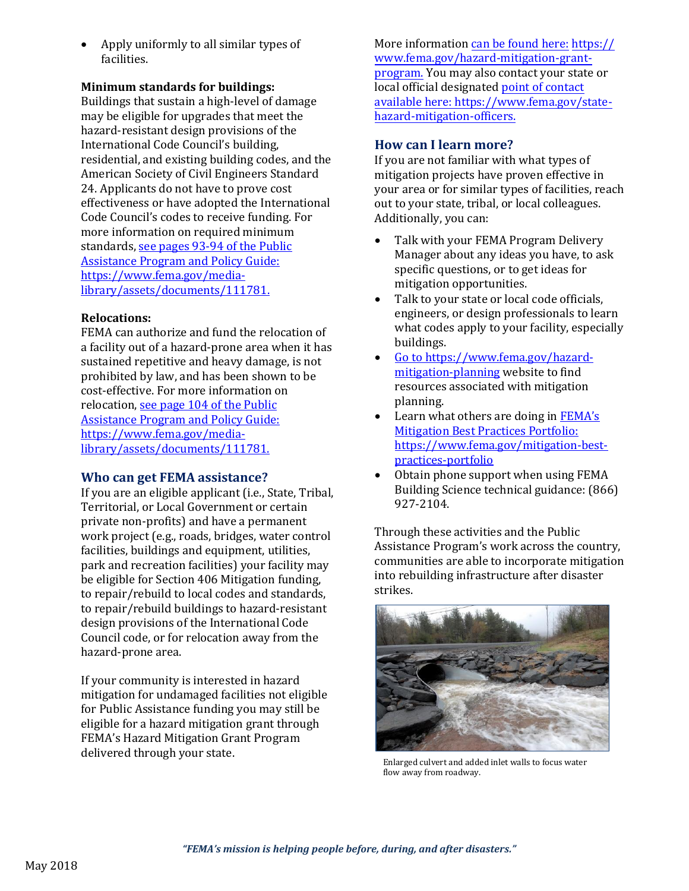- Apply uniformly to all similar types of facilities.

**Minimum standards for buildings:**
Buildings that sustain a high-level of damage may be eligible for upgrades that meet the hazard-resistant design provisions of the International Code Council's building, residential, and existing building codes, and the American Society of Civil Engineers Standard 24. Applicants do not have to prove cost effectiveness or have adopted the International Code Council's codes to receive funding. For more information on required minimum standards, [see pages 93-94 of the Public Assistance Program and Policy Guide: https://www.fema.gov/media-library/assets/documents/111781.](https://www.fema.gov/media-library/assets/documents/111781)

**Relocations:**
FEMA can authorize and fund the relocation of a facility out of a hazard-prone area when it has sustained repetitive and heavy damage, is not prohibited by law, and has been shown to be cost-effective. For more information on relocation, [see page 104 of the Public Assistance Program and Policy Guide: https://www.fema.gov/media-library/assets/documents/111781.](https://www.fema.gov/media-library/assets/documents/111781)

## Who can get FEMA assistance?

If you are an eligible applicant (i.e., State, Tribal, Territorial, or Local Government or certain private non-profits) and have a permanent work project (e.g., roads, bridges, water control facilities, buildings and equipment, utilities, park and recreation facilities) your facility may be eligible for Section 406 Mitigation funding, to repair/rebuild to local codes and standards, to repair/rebuild buildings to hazard-resistant design provisions of the International Code Council code, or for relocation away from the hazard-prone area.

If your community is interested in hazard mitigation for undamaged facilities not eligible for Public Assistance funding you may still be eligible for a hazard mitigation grant through FEMA's Hazard Mitigation Grant Program delivered through your state.

More information [can be found here: https://www.fema.gov/hazard-mitigation-grant-program.](https://www.fema.gov/hazard-mitigation-grant-program) You may also contact your state or local official designated [point of contact available here: https://www.fema.gov/state-hazard-mitigation-officers.](https://www.fema.gov/state-hazard-mitigation-officers)

## How can I learn more?

If you are not familiar with what types of mitigation projects have proven effective in your area or for similar types of facilities, reach out to your state, tribal, or local colleagues. Additionally, you can:

- Talk with your FEMA Program Delivery Manager about any ideas you have, to ask specific questions, or to get ideas for mitigation opportunities.
- Talk to your state or local code officials, engineers, or design professionals to learn what codes apply to your facility, especially buildings.
- [Go to https://www.fema.gov/hazard-mitigation-planning](https://www.fema.gov/hazard-mitigation-planning) website to find resources associated with mitigation planning.
- Learn what others are doing in [FEMA's Mitigation Best Practices Portfolio: https://www.fema.gov/mitigation-best-practices-portfolio](https://www.fema.gov/mitigation-best-practices-portfolio)
- Obtain phone support when using FEMA Building Science technical guidance: (866) 927-2104.

Through these activities and the Public Assistance Program's work across the country, communities are able to incorporate mitigation into rebuilding infrastructure after disaster strikes.

Enlarged culvert and added inlet walls to focus water flow away from roadway.

*"FEMA's mission is helping people before, during, and after disasters."*

May 2018